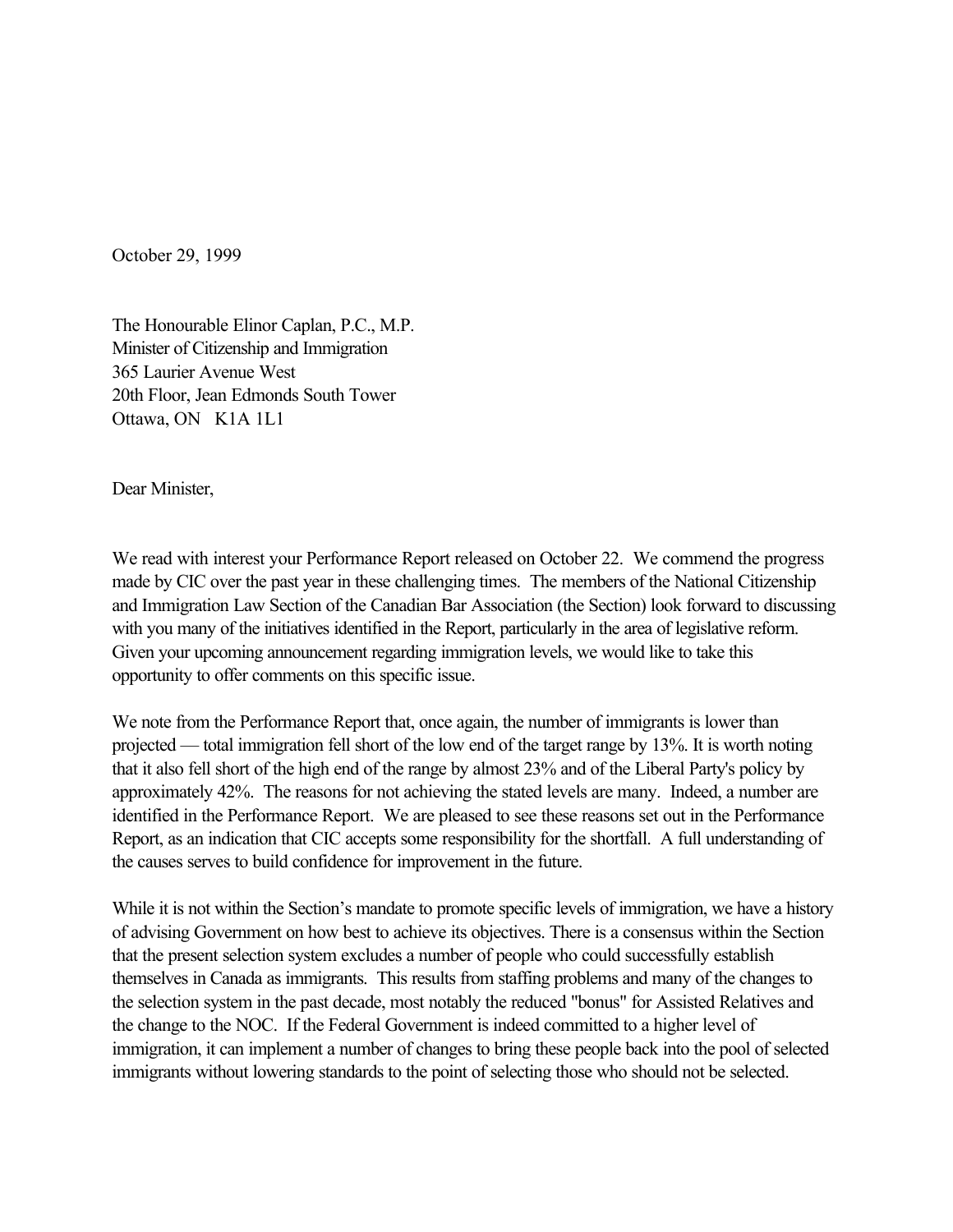October 29, 1999

The Honourable Elinor Caplan, P.C., M.P.
Minister of Citizenship and Immigration
365 Laurier Avenue West
20th Floor, Jean Edmonds South Tower
Ottawa, ON K1A 1L1

Dear Minister,

We read with interest your Performance Report released on October 22. We commend the progress made by CIC over the past year in these challenging times. The members of the National Citizenship and Immigration Law Section of the Canadian Bar Association (the Section) look forward to discussing with you many of the initiatives identified in the Report, particularly in the area of legislative reform. Given your upcoming announcement regarding immigration levels, we would like to take this opportunity to offer comments on this specific issue.

We note from the Performance Report that, once again, the number of immigrants is lower than projected — total immigration fell short of the low end of the target range by 13%. It is worth noting that it also fell short of the high end of the range by almost 23% and of the Liberal Party's policy by approximately 42%. The reasons for not achieving the stated levels are many. Indeed, a number are identified in the Performance Report. We are pleased to see these reasons set out in the Performance Report, as an indication that CIC accepts some responsibility for the shortfall. A full understanding of the causes serves to build confidence for improvement in the future.

While it is not within the Section's mandate to promote specific levels of immigration, we have a history of advising Government on how best to achieve its objectives. There is a consensus within the Section that the present selection system excludes a number of people who could successfully establish themselves in Canada as immigrants. This results from staffing problems and many of the changes to the selection system in the past decade, most notably the reduced "bonus" for Assisted Relatives and the change to the NOC. If the Federal Government is indeed committed to a higher level of immigration, it can implement a number of changes to bring these people back into the pool of selected immigrants without lowering standards to the point of selecting those who should not be selected.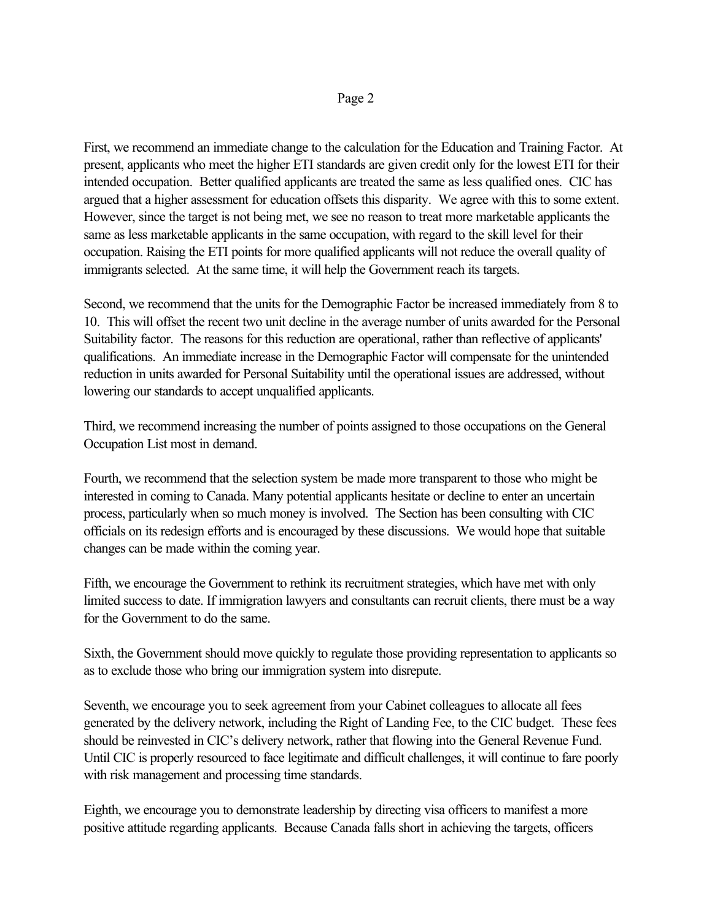First, we recommend an immediate change to the calculation for the Education and Training Factor. At present, applicants who meet the higher ETI standards are given credit only for the lowest ETI for their intended occupation. Better qualified applicants are treated the same as less qualified ones. CIC has argued that a higher assessment for education offsets this disparity. We agree with this to some extent. However, since the target is not being met, we see no reason to treat more marketable applicants the same as less marketable applicants in the same occupation, with regard to the skill level for their occupation. Raising the ETI points for more qualified applicants will not reduce the overall quality of immigrants selected. At the same time, it will help the Government reach its targets.

Second, we recommend that the units for the Demographic Factor be increased immediately from 8 to 10. This will offset the recent two unit decline in the average number of units awarded for the Personal Suitability factor. The reasons for this reduction are operational, rather than reflective of applicants' qualifications. An immediate increase in the Demographic Factor will compensate for the unintended reduction in units awarded for Personal Suitability until the operational issues are addressed, without lowering our standards to accept unqualified applicants.

Third, we recommend increasing the number of points assigned to those occupations on the General Occupation List most in demand.

Fourth, we recommend that the selection system be made more transparent to those who might be interested in coming to Canada. Many potential applicants hesitate or decline to enter an uncertain process, particularly when so much money is involved. The Section has been consulting with CIC officials on its redesign efforts and is encouraged by these discussions. We would hope that suitable changes can be made within the coming year.

Fifth, we encourage the Government to rethink its recruitment strategies, which have met with only limited success to date. If immigration lawyers and consultants can recruit clients, there must be a way for the Government to do the same.

Sixth, the Government should move quickly to regulate those providing representation to applicants so as to exclude those who bring our immigration system into disrepute.

Seventh, we encourage you to seek agreement from your Cabinet colleagues to allocate all fees generated by the delivery network, including the Right of Landing Fee, to the CIC budget. These fees should be reinvested in CIC's delivery network, rather that flowing into the General Revenue Fund. Until CIC is properly resourced to face legitimate and difficult challenges, it will continue to fare poorly with risk management and processing time standards.

Eighth, we encourage you to demonstrate leadership by directing visa officers to manifest a more positive attitude regarding applicants. Because Canada falls short in achieving the targets, officers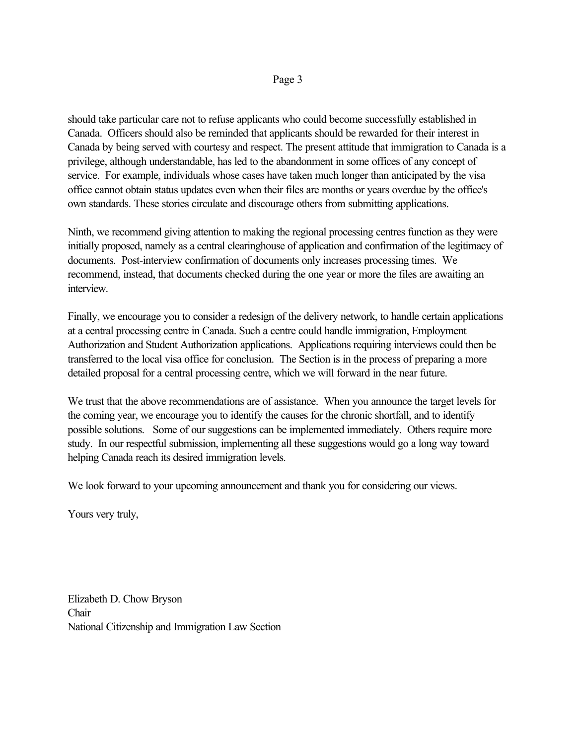should take particular care not to refuse applicants who could become successfully established in Canada. Officers should also be reminded that applicants should be rewarded for their interest in Canada by being served with courtesy and respect. The present attitude that immigration to Canada is a privilege, although understandable, has led to the abandonment in some offices of any concept of service. For example, individuals whose cases have taken much longer than anticipated by the visa office cannot obtain status updates even when their files are months or years overdue by the office's own standards. These stories circulate and discourage others from submitting applications.

Ninth, we recommend giving attention to making the regional processing centres function as they were initially proposed, namely as a central clearinghouse of application and confirmation of the legitimacy of documents. Post-interview confirmation of documents only increases processing times. We recommend, instead, that documents checked during the one year or more the files are awaiting an interview.

Finally, we encourage you to consider a redesign of the delivery network, to handle certain applications at a central processing centre in Canada. Such a centre could handle immigration, Employment Authorization and Student Authorization applications. Applications requiring interviews could then be transferred to the local visa office for conclusion. The Section is in the process of preparing a more detailed proposal for a central processing centre, which we will forward in the near future.

We trust that the above recommendations are of assistance. When you announce the target levels for the coming year, we encourage you to identify the causes for the chronic shortfall, and to identify possible solutions. Some of our suggestions can be implemented immediately. Others require more study. In our respectful submission, implementing all these suggestions would go a long way toward helping Canada reach its desired immigration levels.

We look forward to your upcoming announcement and thank you for considering our views.

Yours very truly,

Elizabeth D. Chow Bryson
Chair
National Citizenship and Immigration Law Section